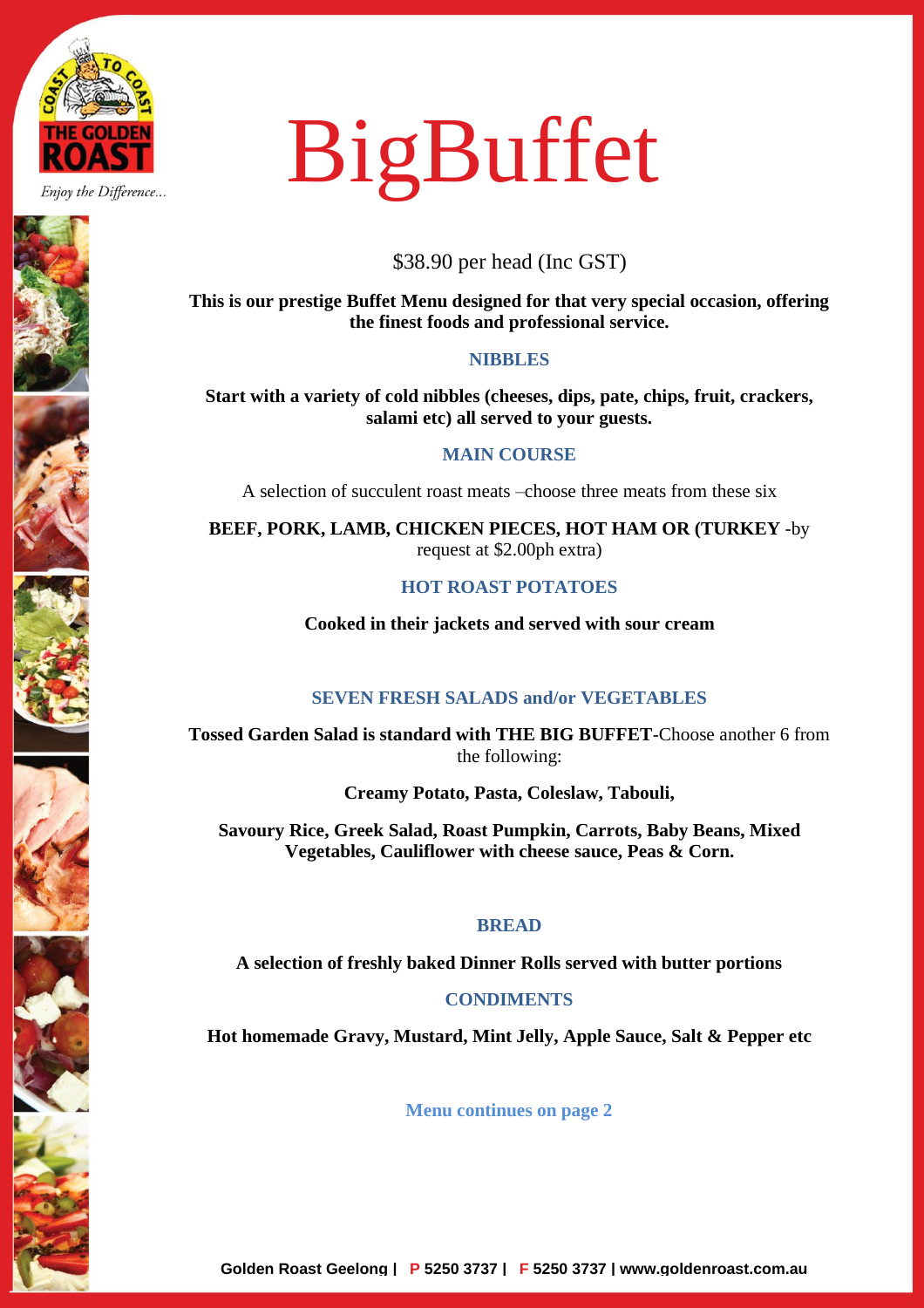THE GOLDEN ROAST

*Enjoy the Difference...*

# BigBuffet

$38.90 per head (Inc GST)

**This is our prestige Buffet Menu designed for that very special occasion, offering the finest foods and professional service.**

## NIBBLES

**Start with a variety of cold nibbles (cheeses, dips, pate, chips, fruit, crackers, salami etc) all served to your guests.**

## MAIN COURSE

A selection of succulent roast meats –choose three meats from these six

**BEEF, PORK, LAMB, CHICKEN PIECES, HOT HAM OR (TURKEY** -by request at $2.00ph extra)

## HOT ROAST POTATOES

**Cooked in their jackets and served with sour cream**

## SEVEN FRESH SALADS and/or VEGETABLES

**Tossed Garden Salad is standard with THE BIG BUFFET**-Choose another 6 from the following:

**Creamy Potato, Pasta, Coleslaw, Tabouli,**

**Savoury Rice, Greek Salad, Roast Pumpkin, Carrots, Baby Beans, Mixed Vegetables, Cauliflower with cheese sauce, Peas & Corn.**

## BREAD

**A selection of freshly baked Dinner Rolls served with butter portions**

## CONDIMENTS

**Hot homemade Gravy, Mustard, Mint Jelly, Apple Sauce, Salt & Pepper etc**

**Menu continues on page 2**

**Golden Roast Geelong | P 5250 3737 | F 5250 3737 | www.goldenroast.com.au**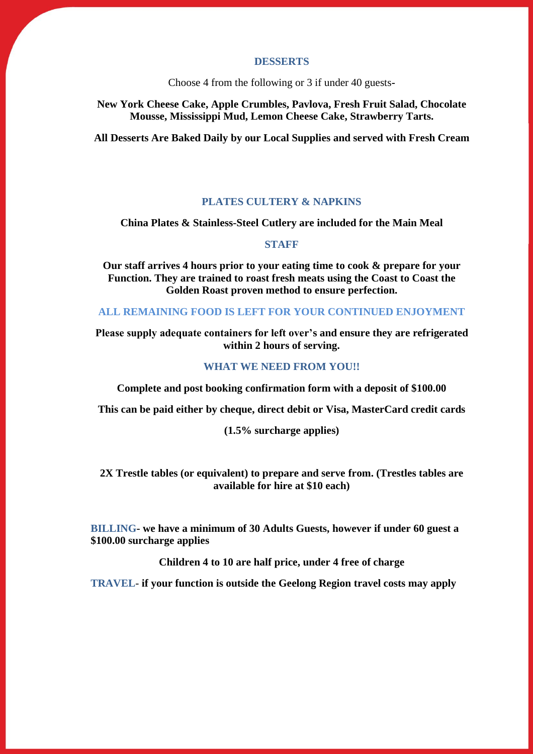## DESSERTS

Choose 4 from the following or 3 if under 40 guests-

**New York Cheese Cake, Apple Crumbles, Pavlova, Fresh Fruit Salad, Chocolate Mousse, Mississippi Mud, Lemon Cheese Cake, Strawberry Tarts.**

**All Desserts Are Baked Daily by our Local Supplies and served with Fresh Cream**

## PLATES CULTERY & NAPKINS

**China Plates & Stainless-Steel Cutlery are included for the Main Meal**

## STAFF

**Our staff arrives 4 hours prior to your eating time to cook & prepare for your Function. They are trained to roast fresh meats using the Coast to Coast the Golden Roast proven method to ensure perfection.**

## ALL REMAINING FOOD IS LEFT FOR YOUR CONTINUED ENJOYMENT

**Please supply adequate containers for left over's and ensure they are refrigerated within 2 hours of serving.**

## WHAT WE NEED FROM YOU!!

**Complete and post booking confirmation form with a deposit of $100.00**

**This can be paid either by cheque, direct debit or Visa, MasterCard credit cards**

**(1.5% surcharge applies)**

**2X Trestle tables (or equivalent) to prepare and serve from. (Trestles tables are available for hire at $10 each)**

**BILLING- we have a minimum of 30 Adults Guests, however if under 60 guest a $100.00 surcharge applies**

**Children 4 to 10 are half price, under 4 free of charge**

**TRAVEL- if your function is outside the Geelong Region travel costs may apply**